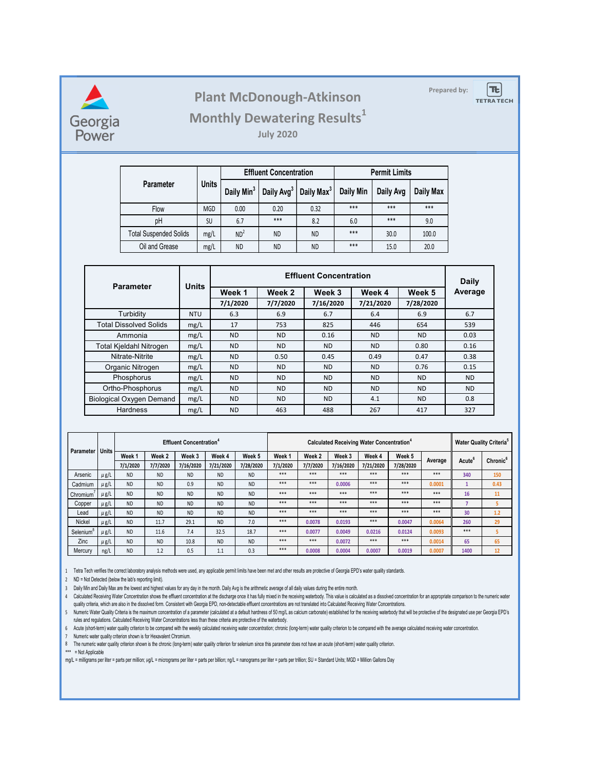Georgia Power

# Plant McDonough-Atkinson

## Monthly Dewatering Results[1]

July 2020

Prepared by: TETRA TECH

| Parameter | Units | Effluent Concentration | | | Permit Limits | | |
|---|---|---|---|---|---|---|---|
| | | Daily Min[3] | Daily Avg[3] | Daily Max[3] | Daily Min | Daily Avg | Daily Max |
| Flow | MGD | 0.00 | 0.20 | 0.32 | *** | *** | *** |
| pH | SU | 6.7 | *** | 8.2 | 6.0 | *** | 9.0 |
| Total Suspended Solids | mg/L | ND[2] | ND | ND | *** | 30.0 | 100.0 |
| Oil and Grease | mg/L | ND | ND | ND | *** | 15.0 | 20.0 |

| Parameter | Units | Effluent Concentration | | | | | Daily Average |
|---|---|---|---|---|---|---|---|
| | | Week 1 | Week 2 | Week 3 | Week 4 | Week 5 | |
| | | 7/1/2020 | 7/7/2020 | 7/16/2020 | 7/21/2020 | 7/28/2020 | |
| Turbidity | NTU | 6.3 | 6.9 | 6.7 | 6.4 | 6.9 | 6.7 |
| Total Dissolved Solids | mg/L | 17 | 753 | 825 | 446 | 654 | 539 |
| Ammonia | mg/L | ND | ND | 0.16 | ND | ND | 0.03 |
| Total Kjeldahl Nitrogen | mg/L | ND | ND | ND | ND | 0.80 | 0.16 |
| Nitrate-Nitrite | mg/L | ND | 0.50 | 0.45 | 0.49 | 0.47 | 0.38 |
| Organic Nitrogen | mg/L | ND | ND | ND | ND | 0.76 | 0.15 |
| Phosphorus | mg/L | ND | ND | ND | ND | ND | ND |
| Ortho-Phosphorus | mg/L | ND | ND | ND | ND | ND | ND |
| Biological Oxygen Demand | mg/L | ND | ND | ND | 4.1 | ND | 0.8 |
| Hardness | mg/L | ND | 463 | 488 | 267 | 417 | 327 |

| Parameter | Units | Effluent Concentration[4] | | | | | Calculated Receiving Water Concentration[4] | | | | | | Water Quality Criteria[5] | |
|---|---|---|---|---|---|---|---|---|---|---|---|---|---|---|
| | | Week 1 | Week 2 | Week 3 | Week 4 | Week 5 | Week 1 | Week 2 | Week 3 | Week 4 | Week 5 | Average | Acute[6] | Chronic[6] |
| | | 7/1/2020 | 7/7/2020 | 7/16/2020 | 7/21/2020 | 7/28/2020 | 7/1/2020 | 7/7/2020 | 7/16/2020 | 7/21/2020 | 7/28/2020 | | | |
| Arsenic | µg/L | ND | ND | ND | ND | ND | *** | *** | *** | *** | *** | *** | 340 | 150 |
| Cadmium | µg/L | ND | ND | 0.9 | ND | ND | *** | *** | 0.0006 | *** | *** | 0.0001 | 1 | 0.43 |
| Chromium[7] | µg/L | ND | ND | ND | ND | ND | *** | *** | *** | *** | *** | *** | 16 | 11 |
| Copper | µg/L | ND | ND | ND | ND | ND | *** | *** | *** | *** | *** | *** | 7 | 5 |
| Lead | µg/L | ND | ND | ND | ND | ND | *** | *** | *** | *** | *** | *** | 30 | 1.2 |
| Nickel | µg/L | ND | 11.7 | 29.1 | ND | 7.0 | *** | 0.0078 | 0.0193 | *** | 0.0047 | 0.0064 | 260 | 29 |
| Selenium[8] | µg/L | ND | 11.6 | 7.4 | 32.5 | 18.7 | *** | 0.0077 | 0.0049 | 0.0216 | 0.0124 | 0.0093 | *** | 5 |
| Zinc | µg/L | ND | ND | 10.8 | ND | ND | *** | *** | 0.0072 | *** | *** | 0.0014 | 65 | 65 |
| Mercury | ng/L | ND | 1.2 | 0.5 | 1.1 | 0.3 | *** | 0.0008 | 0.0004 | 0.0007 | 0.0019 | 0.0007 | 1400 | 12 |

1 Tetra Tech verifies the correct laboratory analysis methods were used, any applicable permit limits have been met and other results are protective of Georgia EPD's water quality standards.

2 ND = Not Detected (below the lab's reporting limit).

3 Daily Min and Daily Max are the lowest and highest values for any day in the month. Daily Avg is the arithmetic average of all daily values during the entire month.

4 Calculated Receiving Water Concentration shows the effluent concentration at the discharge once it has fully mixed in the receiving waterbody. This value is calculated as a dissolved concentration for an appropriate comparison to the numeric water quality criteria, which are also in the dissolved form. Consistent with Georgia EPD, non-detectable effluent concentrations are not translated into Calculated Receiving Water Concentrations.

5 Numeric Water Quality Criteria is the maximum concentration of a parameter (calculated at a default hardness of 50 mg/L as calcium carbonate) established for the receiving waterbody that will be protective of the designated use per Georgia EPD's rules and regulations. Calculated Receiving Water Concentrations less than these criteria are protective of the waterbody.

6 Acute (short-term) water quality criterion to be compared with the weekly calculated receiving water concentration; chronic (long-term) water quality criterion to be compared with the average calculated receiving water concentration.

7 Numeric water quality criterion shown is for Hexavalent Chromium.

8 The numeric water quality criterion shown is the chronic (long-term) water quality criterion for selenium since this parameter does not have an acute (short-term) water quality criterion.

*** = Not Applicable

mg/L = milligrams per liter = parts per million; µg/L = micrograms per liter = parts per billion; ng/L = nanograms per liter = parts per trillion; SU = Standard Units; MGD = Million Gallons Day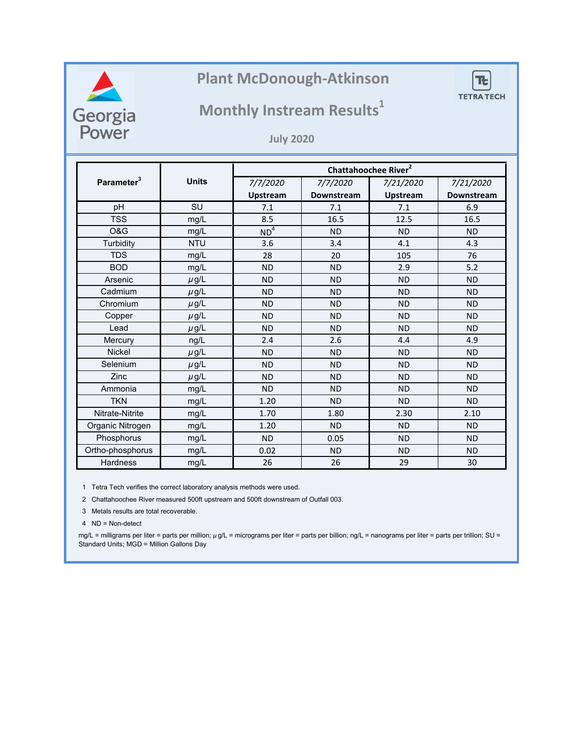# Plant McDonough-Atkinson

## Monthly Instream Results[1]

July 2020

| Parameter[3] | Units | Chattahoochee River[2] | | | |
|---|---|---|---|---|---|
| | | *7/7/2020* Upstream | *7/7/2020* Downstream | *7/21/2020* Upstream | *7/21/2020* Downstream |
| pH | SU | 7.1 | 7.1 | 7.1 | 6.9 |
| TSS | mg/L | 8.5 | 16.5 | 12.5 | 16.5 |
| O&G | mg/L | ND[4] | ND | ND | ND |
| Turbidity | NTU | 3.6 | 3.4 | 4.1 | 4.3 |
| TDS | mg/L | 28 | 20 | 105 | 76 |
| BOD | mg/L | ND | ND | 2.9 | 5.2 |
| Arsenic | $\mu$g/L | ND | ND | ND | ND |
| Cadmium | $\mu$g/L | ND | ND | ND | ND |
| Chromium | $\mu$g/L | ND | ND | ND | ND |
| Copper | $\mu$g/L | ND | ND | ND | ND |
| Lead | $\mu$g/L | ND | ND | ND | ND |
| Mercury | ng/L | 2.4 | 2.6 | 4.4 | 4.9 |
| Nickel | $\mu$g/L | ND | ND | ND | ND |
| Selenium | $\mu$g/L | ND | ND | ND | ND |
| Zinc | $\mu$g/L | ND | ND | ND | ND |
| Ammonia | mg/L | ND | ND | ND | ND |
| TKN | mg/L | 1.20 | ND | ND | ND |
| Nitrate-Nitrite | mg/L | 1.70 | 1.80 | 2.30 | 2.10 |
| Organic Nitrogen | mg/L | 1.20 | ND | ND | ND |
| Phosphorus | mg/L | ND | 0.05 | ND | ND |
| Ortho-phosphorus | mg/L | 0.02 | ND | ND | ND |
| Hardness | mg/L | 26 | 26 | 29 | 30 |

1 Tetra Tech verifies the correct laboratory analysis methods were used.

2 Chattahoochee River measured 500ft upstream and 500ft downstream of Outfall 003.

3 Metals results are total recoverable.

4 ND = Non-detect

mg/L = milligrams per liter = parts per million; $\mu$g/L = micrograms per liter = parts per billion; ng/L = nanograms per liter = parts per trillion; SU = Standard Units; MGD = Million Gallons Day